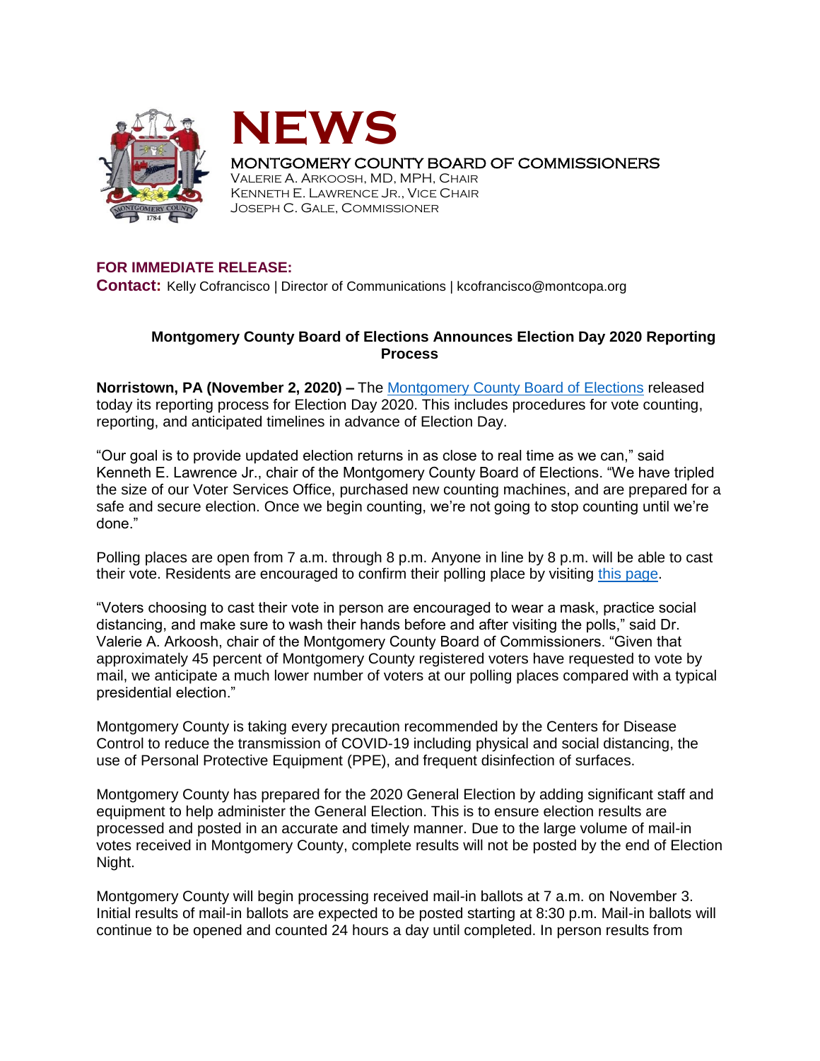# NEWS

MONTGOMERY COUNTY BOARD OF COMMISSIONERS
VALERIE A. ARKOOSH, MD, MPH, CHAIR
KENNETH E. LAWRENCE JR., VICE CHAIR
JOSEPH C. GALE, COMMISSIONER

**FOR IMMEDIATE RELEASE:**
**Contact:** Kelly Cofrancisco | Director of Communications | kcofrancisco@montcopa.org

## Montgomery County Board of Elections Announces Election Day 2020 Reporting Process

**Norristown, PA (November 2, 2020) –** The [Montgomery County Board of Elections] released today its reporting process for Election Day 2020. This includes procedures for vote counting, reporting, and anticipated timelines in advance of Election Day.

"Our goal is to provide updated election returns in as close to real time as we can," said Kenneth E. Lawrence Jr., chair of the Montgomery County Board of Elections. "We have tripled the size of our Voter Services Office, purchased new counting machines, and are prepared for a safe and secure election. Once we begin counting, we're not going to stop counting until we're done."

Polling places are open from 7 a.m. through 8 p.m. Anyone in line by 8 p.m. will be able to cast their vote. Residents are encouraged to confirm their polling place by visiting [this page].

"Voters choosing to cast their vote in person are encouraged to wear a mask, practice social distancing, and make sure to wash their hands before and after visiting the polls," said Dr. Valerie A. Arkoosh, chair of the Montgomery County Board of Commissioners. "Given that approximately 45 percent of Montgomery County registered voters have requested to vote by mail, we anticipate a much lower number of voters at our polling places compared with a typical presidential election."

Montgomery County is taking every precaution recommended by the Centers for Disease Control to reduce the transmission of COVID-19 including physical and social distancing, the use of Personal Protective Equipment (PPE), and frequent disinfection of surfaces.

Montgomery County has prepared for the 2020 General Election by adding significant staff and equipment to help administer the General Election. This is to ensure election results are processed and posted in an accurate and timely manner. Due to the large volume of mail-in votes received in Montgomery County, complete results will not be posted by the end of Election Night.

Montgomery County will begin processing received mail-in ballots at 7 a.m. on November 3. Initial results of mail-in ballots are expected to be posted starting at 8:30 p.m. Mail-in ballots will continue to be opened and counted 24 hours a day until completed. In person results from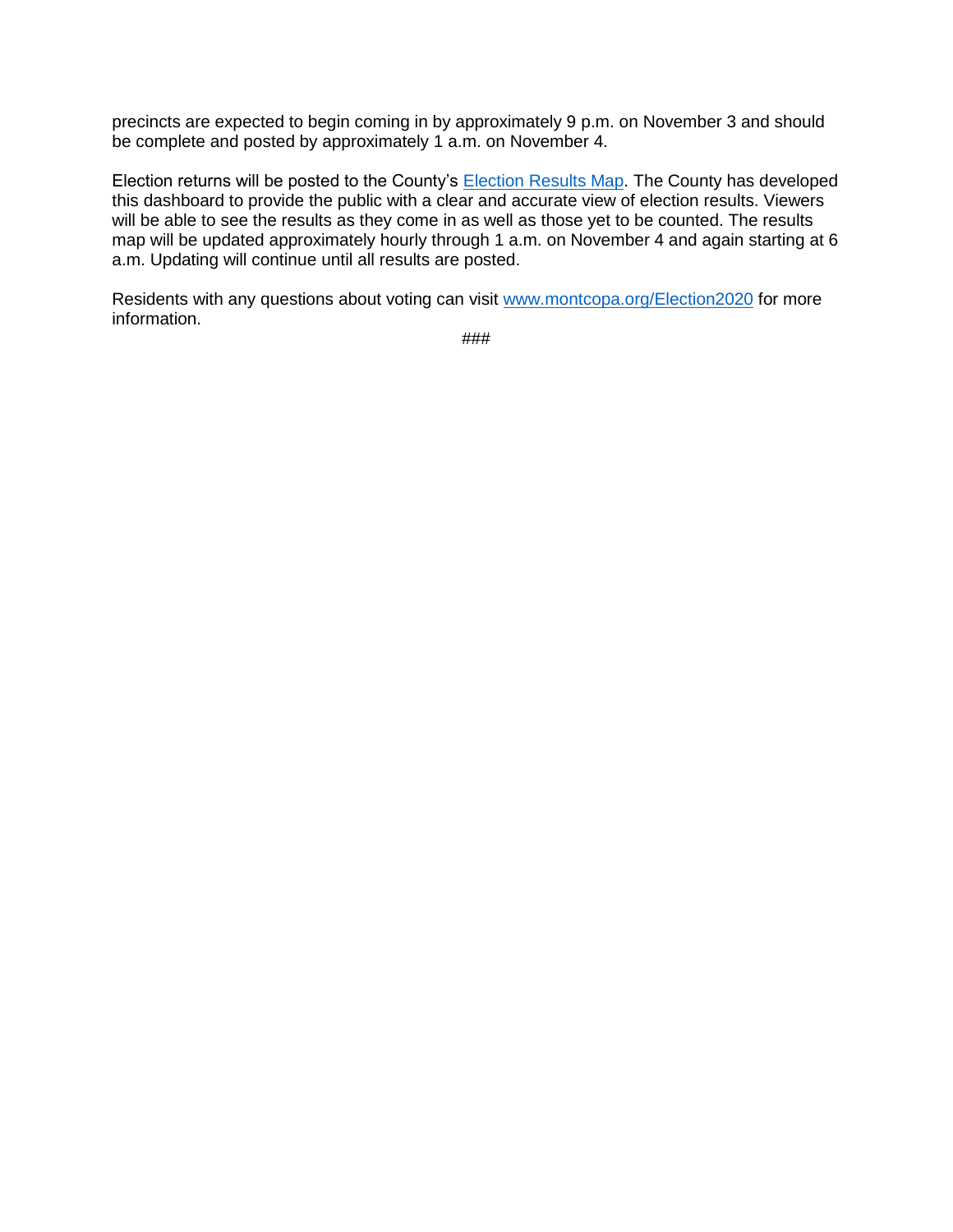precincts are expected to begin coming in by approximately 9 p.m. on November 3 and should be complete and posted by approximately 1 a.m. on November 4.

Election returns will be posted to the County's Election Results Map. The County has developed this dashboard to provide the public with a clear and accurate view of election results. Viewers will be able to see the results as they come in as well as those yet to be counted. The results map will be updated approximately hourly through 1 a.m. on November 4 and again starting at 6 a.m. Updating will continue until all results are posted.

Residents with any questions about voting can visit www.montcopa.org/Election2020 for more information.

###